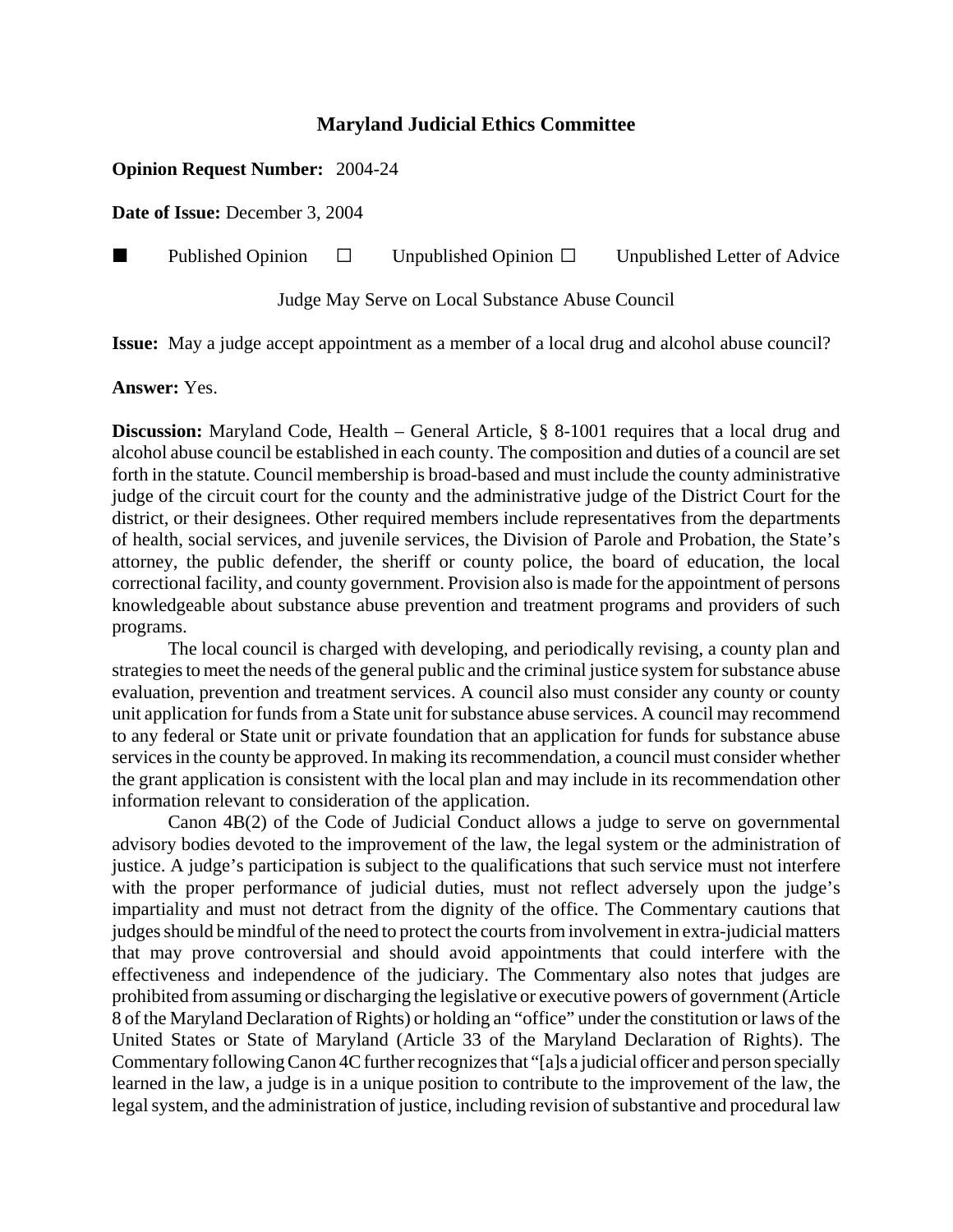# Maryland Judicial Ethics Committee

**Opinion Request Number:** 2004-24

**Date of Issue:** December 3, 2004

■ Published Opinion ☐ Unpublished Opinion ☐ Unpublished Letter of Advice

Judge May Serve on Local Substance Abuse Council

**Issue:** May a judge accept appointment as a member of a local drug and alcohol abuse council?

**Answer:** Yes.

**Discussion:** Maryland Code, Health – General Article, § 8-1001 requires that a local drug and alcohol abuse council be established in each county. The composition and duties of a council are set forth in the statute. Council membership is broad-based and must include the county administrative judge of the circuit court for the county and the administrative judge of the District Court for the district, or their designees. Other required members include representatives from the departments of health, social services, and juvenile services, the Division of Parole and Probation, the State's attorney, the public defender, the sheriff or county police, the board of education, the local correctional facility, and county government. Provision also is made for the appointment of persons knowledgeable about substance abuse prevention and treatment programs and providers of such programs.

The local council is charged with developing, and periodically revising, a county plan and strategies to meet the needs of the general public and the criminal justice system for substance abuse evaluation, prevention and treatment services. A council also must consider any county or county unit application for funds from a State unit for substance abuse services. A council may recommend to any federal or State unit or private foundation that an application for funds for substance abuse services in the county be approved. In making its recommendation, a council must consider whether the grant application is consistent with the local plan and may include in its recommendation other information relevant to consideration of the application.

Canon 4B(2) of the Code of Judicial Conduct allows a judge to serve on governmental advisory bodies devoted to the improvement of the law, the legal system or the administration of justice. A judge's participation is subject to the qualifications that such service must not interfere with the proper performance of judicial duties, must not reflect adversely upon the judge's impartiality and must not detract from the dignity of the office. The Commentary cautions that judges should be mindful of the need to protect the courts from involvement in extra-judicial matters that may prove controversial and should avoid appointments that could interfere with the effectiveness and independence of the judiciary. The Commentary also notes that judges are prohibited from assuming or discharging the legislative or executive powers of government (Article 8 of the Maryland Declaration of Rights) or holding an "office" under the constitution or laws of the United States or State of Maryland (Article 33 of the Maryland Declaration of Rights). The Commentary following Canon 4C further recognizes that "[a]s a judicial officer and person specially learned in the law, a judge is in a unique position to contribute to the improvement of the law, the legal system, and the administration of justice, including revision of substantive and procedural law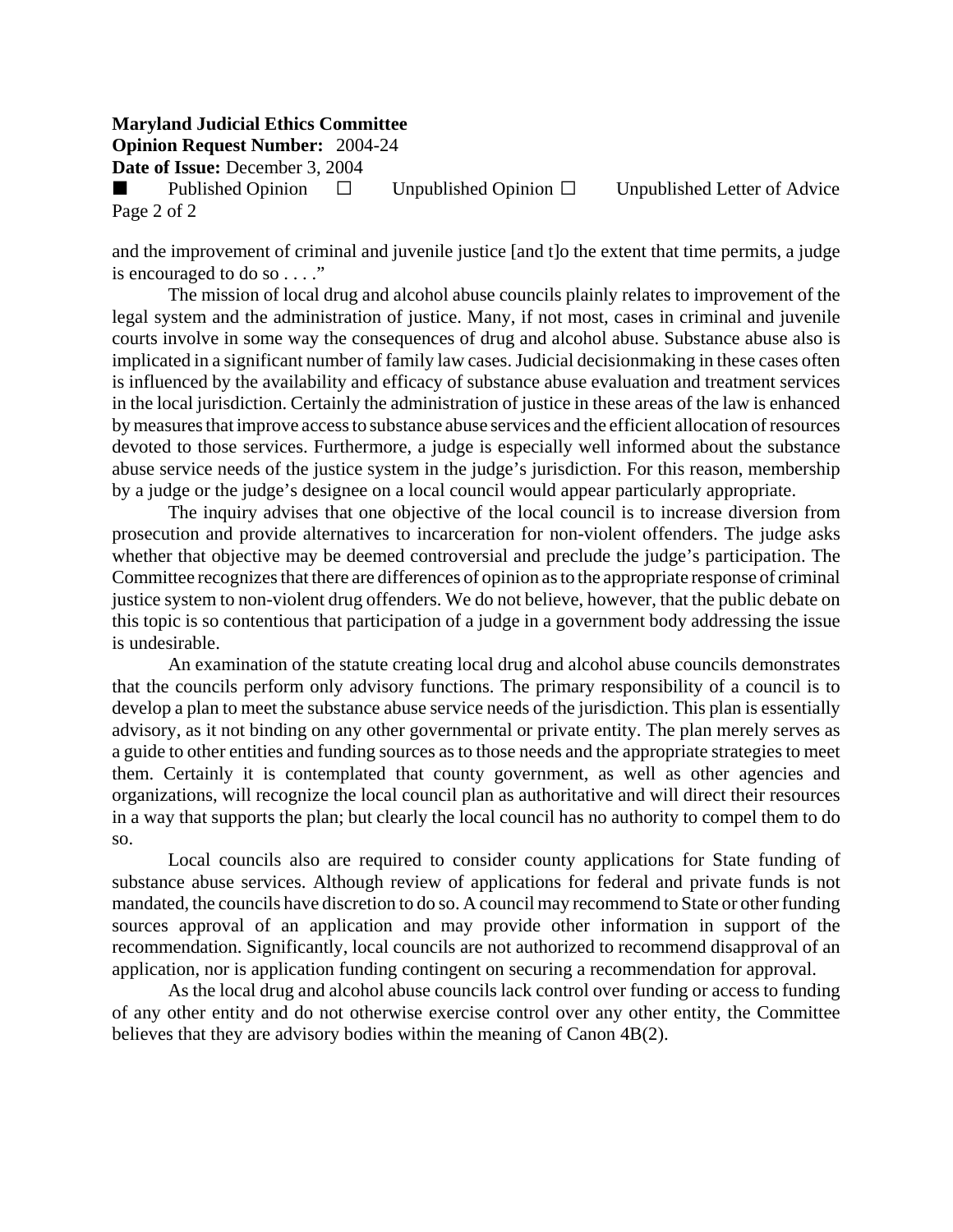and the improvement of criminal and juvenile justice [and t]o the extent that time permits, a judge is encouraged to do so . . . ."

The mission of local drug and alcohol abuse councils plainly relates to improvement of the legal system and the administration of justice. Many, if not most, cases in criminal and juvenile courts involve in some way the consequences of drug and alcohol abuse. Substance abuse also is implicated in a significant number of family law cases. Judicial decisionmaking in these cases often is influenced by the availability and efficacy of substance abuse evaluation and treatment services in the local jurisdiction. Certainly the administration of justice in these areas of the law is enhanced by measures that improve access to substance abuse services and the efficient allocation of resources devoted to those services. Furthermore, a judge is especially well informed about the substance abuse service needs of the justice system in the judge's jurisdiction. For this reason, membership by a judge or the judge's designee on a local council would appear particularly appropriate.

The inquiry advises that one objective of the local council is to increase diversion from prosecution and provide alternatives to incarceration for non-violent offenders. The judge asks whether that objective may be deemed controversial and preclude the judge's participation. The Committee recognizes that there are differences of opinion as to the appropriate response of criminal justice system to non-violent drug offenders. We do not believe, however, that the public debate on this topic is so contentious that participation of a judge in a government body addressing the issue is undesirable.

An examination of the statute creating local drug and alcohol abuse councils demonstrates that the councils perform only advisory functions. The primary responsibility of a council is to develop a plan to meet the substance abuse service needs of the jurisdiction. This plan is essentially advisory, as it not binding on any other governmental or private entity. The plan merely serves as a guide to other entities and funding sources as to those needs and the appropriate strategies to meet them. Certainly it is contemplated that county government, as well as other agencies and organizations, will recognize the local council plan as authoritative and will direct their resources in a way that supports the plan; but clearly the local council has no authority to compel them to do so.

Local councils also are required to consider county applications for State funding of substance abuse services. Although review of applications for federal and private funds is not mandated, the councils have discretion to do so. A council may recommend to State or other funding sources approval of an application and may provide other information in support of the recommendation. Significantly, local councils are not authorized to recommend disapproval of an application, nor is application funding contingent on securing a recommendation for approval.

As the local drug and alcohol abuse councils lack control over funding or access to funding of any other entity and do not otherwise exercise control over any other entity, the Committee believes that they are advisory bodies within the meaning of Canon 4B(2).